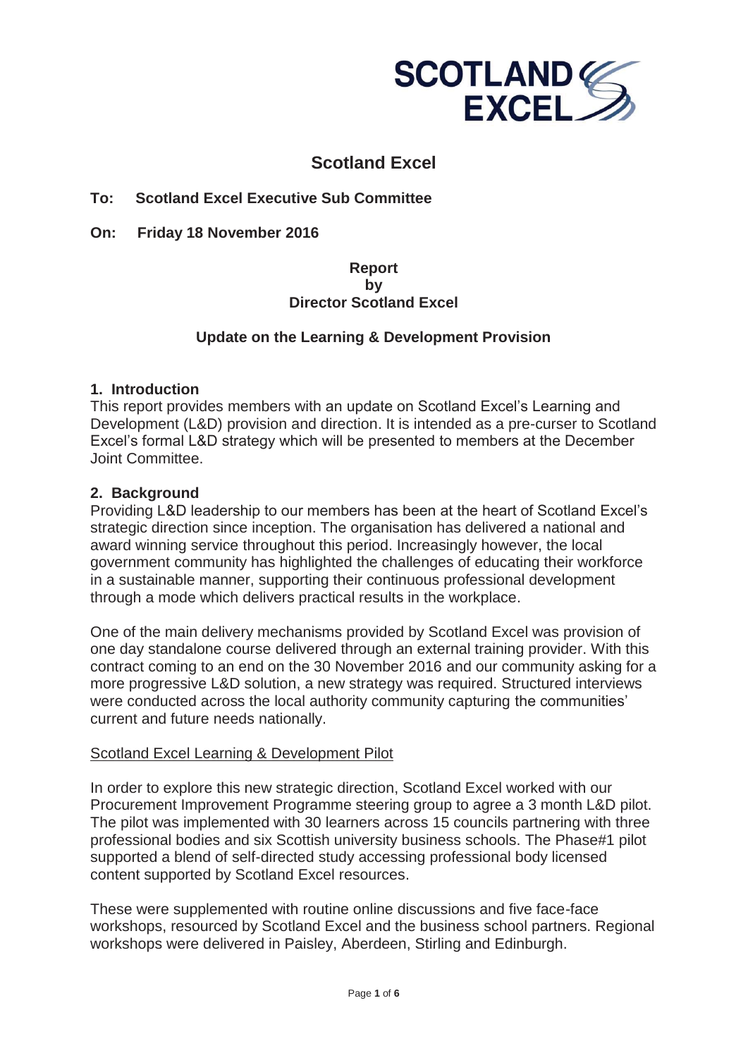# Scotland Excel

**To: Scotland Excel Executive Sub Committee**

**On: Friday 18 November 2016**

**Report**
**by**
**Director Scotland Excel**

**Update on the Learning & Development Provision**

## 1. Introduction

This report provides members with an update on Scotland Excel's Learning and Development (L&D) provision and direction. It is intended as a pre-curser to Scotland Excel's formal L&D strategy which will be presented to members at the December Joint Committee.

## 2. Background

Providing L&D leadership to our members has been at the heart of Scotland Excel's strategic direction since inception. The organisation has delivered a national and award winning service throughout this period. Increasingly however, the local government community has highlighted the challenges of educating their workforce in a sustainable manner, supporting their continuous professional development through a mode which delivers practical results in the workplace.

One of the main delivery mechanisms provided by Scotland Excel was provision of one day standalone course delivered through an external training provider. With this contract coming to an end on the 30 November 2016 and our community asking for a more progressive L&D solution, a new strategy was required. Structured interviews were conducted across the local authority community capturing the communities' current and future needs nationally.

<u>Scotland Excel Learning & Development Pilot</u>

In order to explore this new strategic direction, Scotland Excel worked with our Procurement Improvement Programme steering group to agree a 3 month L&D pilot. The pilot was implemented with 30 learners across 15 councils partnering with three professional bodies and six Scottish university business schools. The Phase#1 pilot supported a blend of self-directed study accessing professional body licensed content supported by Scotland Excel resources.

These were supplemented with routine online discussions and five face-face workshops, resourced by Scotland Excel and the business school partners. Regional workshops were delivered in Paisley, Aberdeen, Stirling and Edinburgh.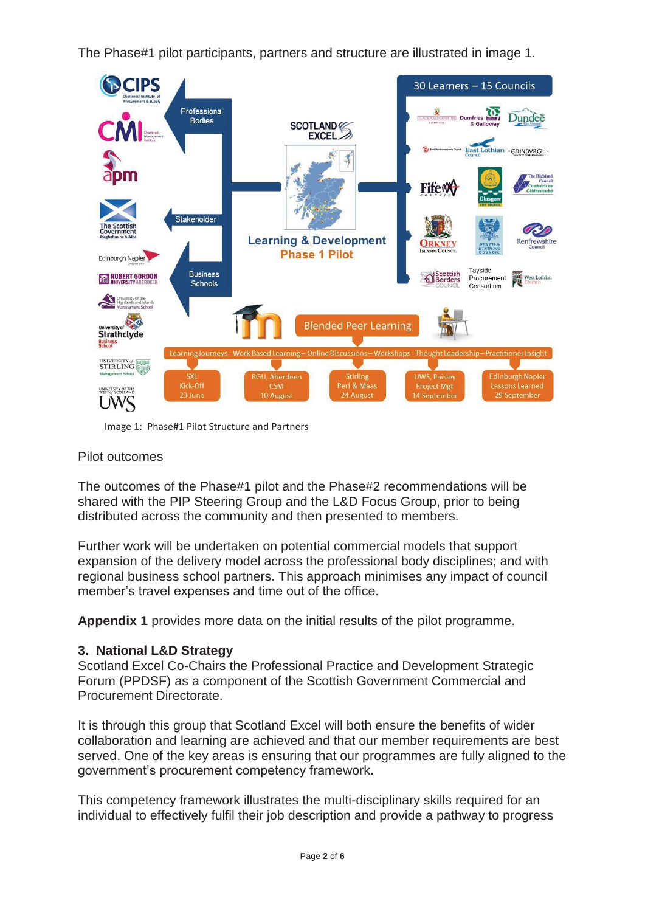The Phase#1 pilot participants, partners and structure are illustrated in image 1.

Image 1: Phase#1 Pilot Structure and Partners

## Pilot outcomes

The outcomes of the Phase#1 pilot and the Phase#2 recommendations will be shared with the PIP Steering Group and the L&D Focus Group, prior to being distributed across the community and then presented to members.

Further work will be undertaken on potential commercial models that support expansion of the delivery model across the professional body disciplines; and with regional business school partners. This approach minimises any impact of council member's travel expenses and time out of the office.

**Appendix 1** provides more data on the initial results of the pilot programme.

### 3. National L&D Strategy

Scotland Excel Co-Chairs the Professional Practice and Development Strategic Forum (PPDSF) as a component of the Scottish Government Commercial and Procurement Directorate.

It is through this group that Scotland Excel will both ensure the benefits of wider collaboration and learning are achieved and that our member requirements are best served. One of the key areas is ensuring that our programmes are fully aligned to the government's procurement competency framework.

This competency framework illustrates the multi-disciplinary skills required for an individual to effectively fulfil their job description and provide a pathway to progress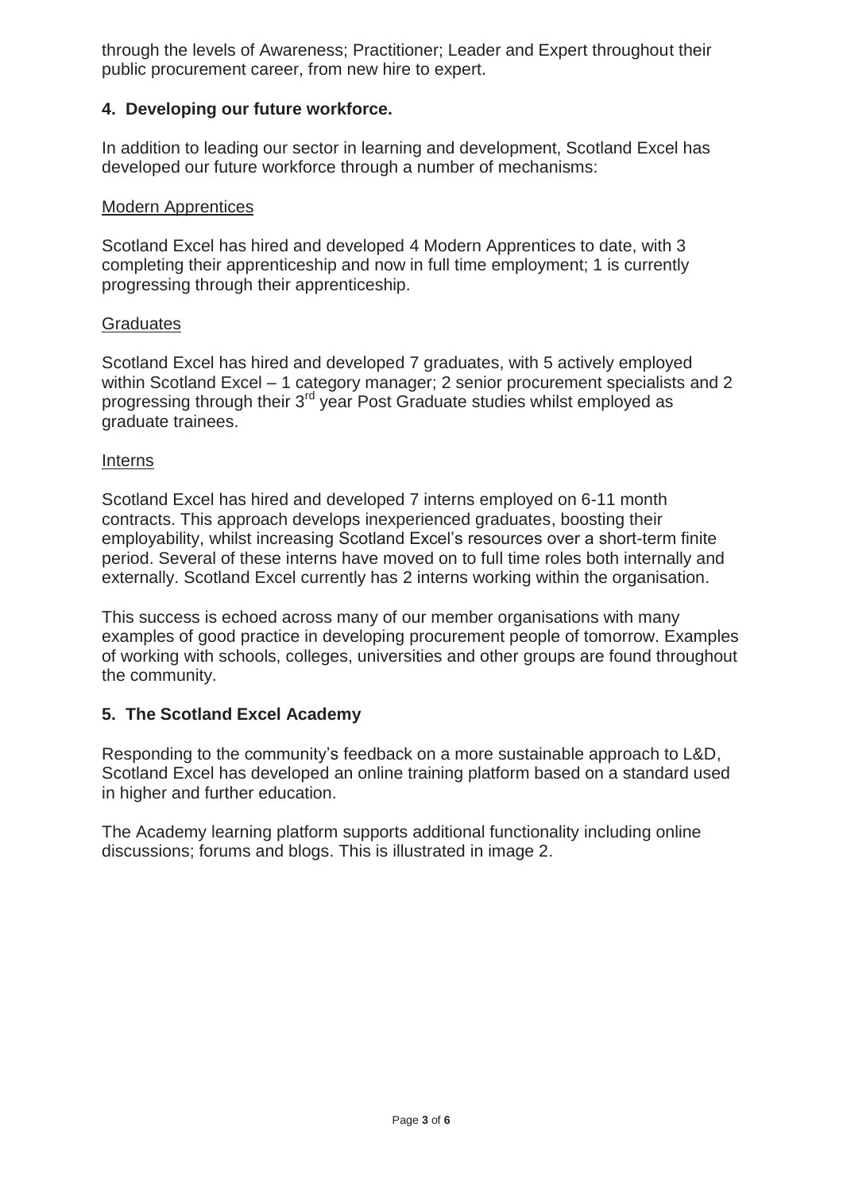through the levels of Awareness; Practitioner; Leader and Expert throughout their public procurement career, from new hire to expert.

## 4. Developing our future workforce.

In addition to leading our sector in learning and development, Scotland Excel has developed our future workforce through a number of mechanisms:

<u>Modern Apprentices</u>

Scotland Excel has hired and developed 4 Modern Apprentices to date, with 3 completing their apprenticeship and now in full time employment; 1 is currently progressing through their apprenticeship.

<u>Graduates</u>

Scotland Excel has hired and developed 7 graduates, with 5 actively employed within Scotland Excel – 1 category manager; 2 senior procurement specialists and 2 progressing through their 3rd year Post Graduate studies whilst employed as graduate trainees.

<u>Interns</u>

Scotland Excel has hired and developed 7 interns employed on 6-11 month contracts. This approach develops inexperienced graduates, boosting their employability, whilst increasing Scotland Excel's resources over a short-term finite period. Several of these interns have moved on to full time roles both internally and externally. Scotland Excel currently has 2 interns working within the organisation.

This success is echoed across many of our member organisations with many examples of good practice in developing procurement people of tomorrow. Examples of working with schools, colleges, universities and other groups are found throughout the community.

## 5. The Scotland Excel Academy

Responding to the community's feedback on a more sustainable approach to L&D, Scotland Excel has developed an online training platform based on a standard used in higher and further education.

The Academy learning platform supports additional functionality including online discussions; forums and blogs. This is illustrated in image 2.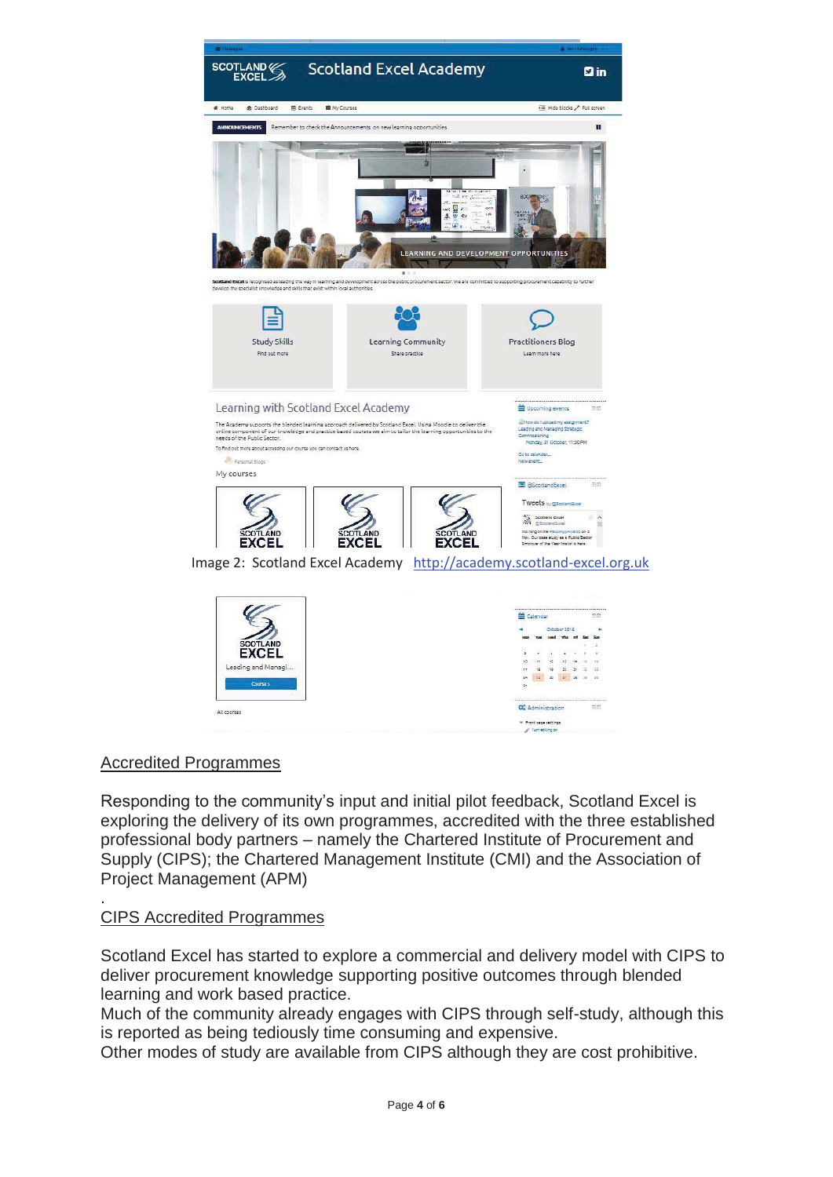Image 2: Scotland Excel Academy http://academy.scotland-excel.org.uk

## Accredited Programmes

Responding to the community's input and initial pilot feedback, Scotland Excel is exploring the delivery of its own programmes, accredited with the three established professional body partners – namely the Chartered Institute of Procurement and Supply (CIPS); the Chartered Management Institute (CMI) and the Association of Project Management (APM)

.

## CIPS Accredited Programmes

Scotland Excel has started to explore a commercial and delivery model with CIPS to deliver procurement knowledge supporting positive outcomes through blended learning and work based practice.

Much of the community already engages with CIPS through self-study, although this is reported as being tediously time consuming and expensive.

Other modes of study are available from CIPS although they are cost prohibitive.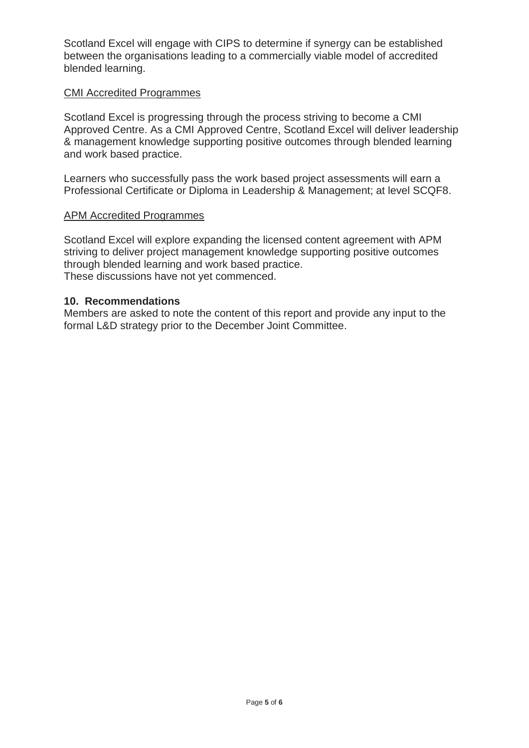Scotland Excel will engage with CIPS to determine if synergy can be established between the organisations leading to a commercially viable model of accredited blended learning.

<u>CMI Accredited Programmes</u>

Scotland Excel is progressing through the process striving to become a CMI Approved Centre. As a CMI Approved Centre, Scotland Excel will deliver leadership & management knowledge supporting positive outcomes through blended learning and work based practice.

Learners who successfully pass the work based project assessments will earn a Professional Certificate or Diploma in Leadership & Management; at level SCQF8.

<u>APM Accredited Programmes</u>

Scotland Excel will explore expanding the licensed content agreement with APM striving to deliver project management knowledge supporting positive outcomes through blended learning and work based practice.
These discussions have not yet commenced.

## 10. Recommendations

Members are asked to note the content of this report and provide any input to the formal L&D strategy prior to the December Joint Committee.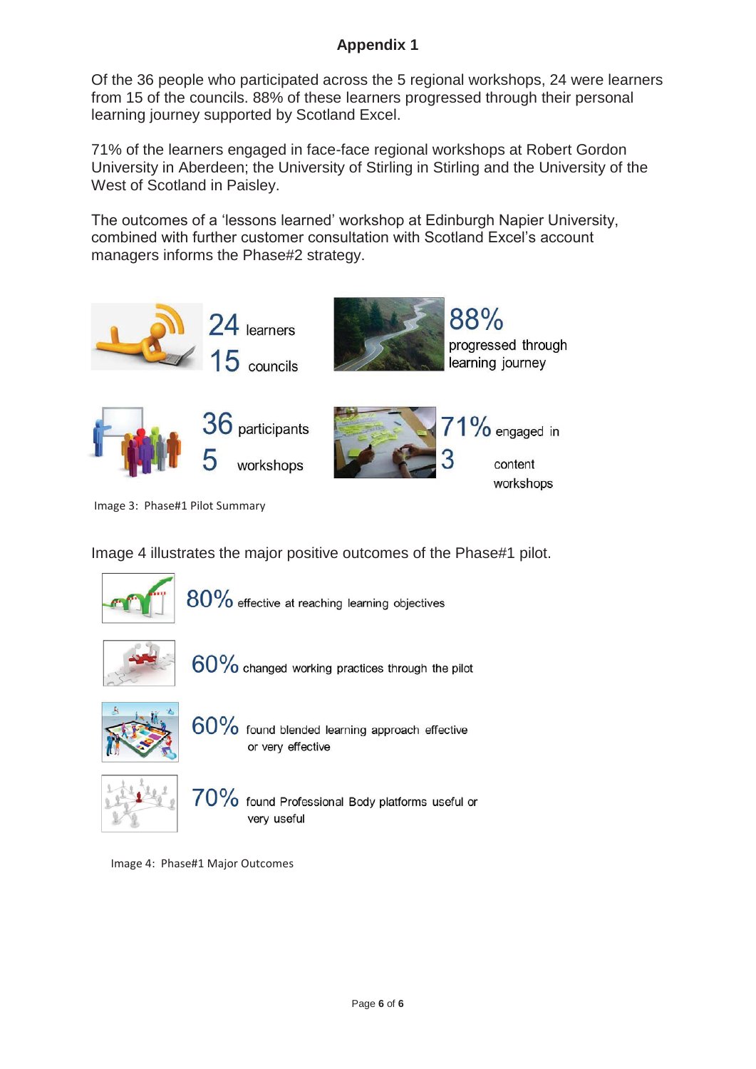# Appendix 1

Of the 36 people who participated across the 5 regional workshops, 24 were learners from 15 of the councils. 88% of these learners progressed through their personal learning journey supported by Scotland Excel.

71% of the learners engaged in face-face regional workshops at Robert Gordon University in Aberdeen; the University of Stirling in Stirling and the University of the West of Scotland in Paisley.

The outcomes of a 'lessons learned' workshop at Edinburgh Napier University, combined with further customer consultation with Scotland Excel's account managers informs the Phase#2 strategy.

24 learners
15 councils

88% progressed through learning journey

36 participants
5 workshops

71% engaged in
3 content workshops

Image 3: Phase#1 Pilot Summary

Image 4 illustrates the major positive outcomes of the Phase#1 pilot.

80% effective at reaching learning objectives

60% changed working practices through the pilot

60% found blended learning approach effective or very effective

70% found Professional Body platforms useful or very useful

Image 4: Phase#1 Major Outcomes